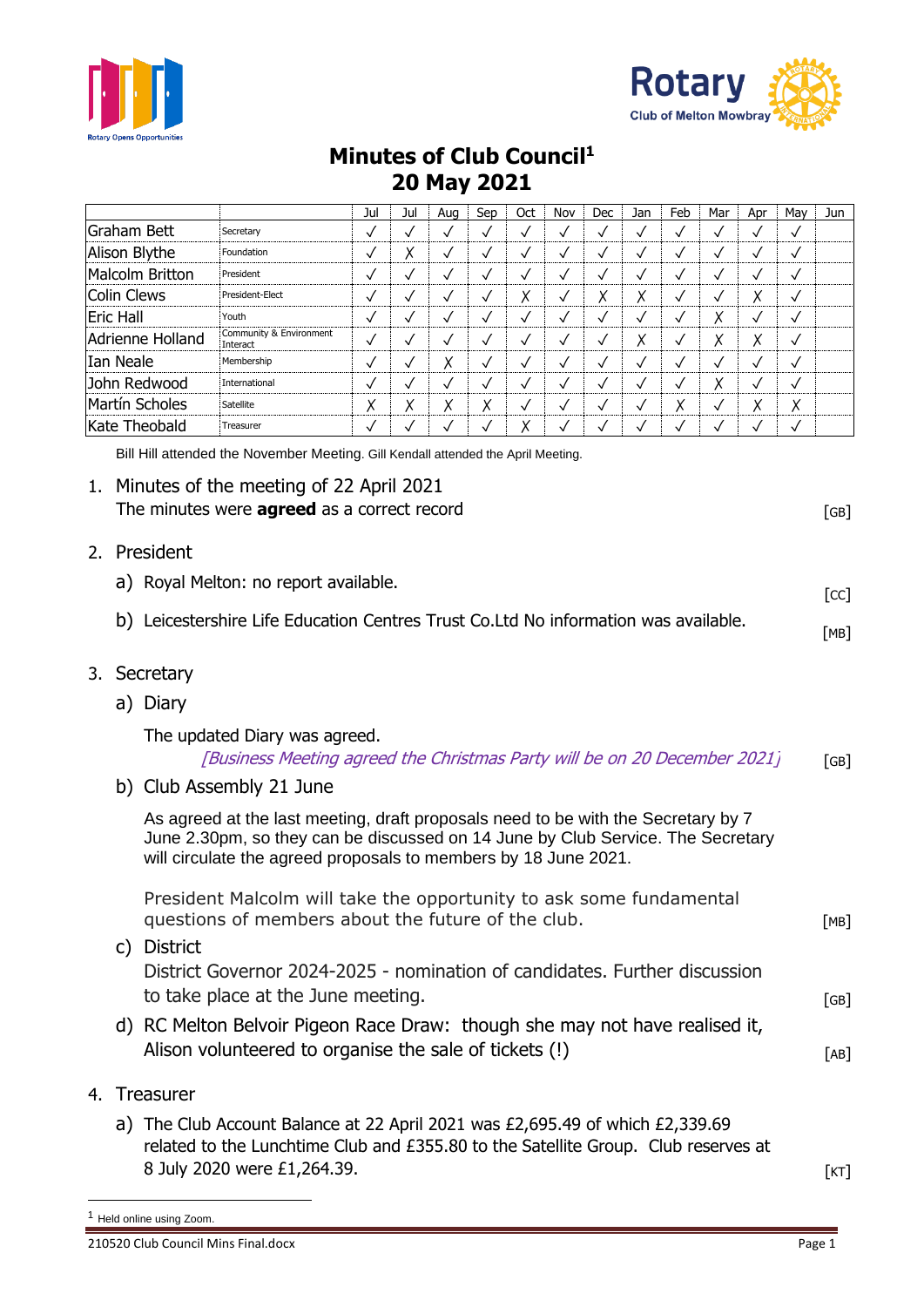# Minutes of Club Council[1]
# 20 May 2021

| | | Jul | Jul | Aug | Sep | Oct | Nov | Dec | Jan | Feb | Mar | Apr | May | Jun |
|---|---|---|---|---|---|---|---|---|---|---|---|---|---|---|
| Graham Bett | Secretary | ✓ | ✓ | ✓ | ✓ | ✓ | ✓ | ✓ | ✓ | ✓ | ✓ | ✓ | ✓ | |
| Alison Blythe | Foundation | ✓ | X | ✓ | ✓ | ✓ | ✓ | ✓ | ✓ | ✓ | ✓ | ✓ | ✓ | |
| Malcolm Britton | President | ✓ | ✓ | ✓ | ✓ | ✓ | ✓ | ✓ | ✓ | ✓ | ✓ | ✓ | ✓ | |
| Colin Clews | President-Elect | ✓ | ✓ | ✓ | ✓ | X | ✓ | X | X | ✓ | ✓ | X | ✓ | |
| Eric Hall | Youth | ✓ | ✓ | ✓ | ✓ | ✓ | ✓ | ✓ | ✓ | ✓ | X | ✓ | ✓ | |
| Adrienne Holland | Community & Environment Interact | ✓ | ✓ | ✓ | ✓ | ✓ | ✓ | ✓ | X | ✓ | X | X | ✓ | |
| Ian Neale | Membership | ✓ | ✓ | X | ✓ | ✓ | ✓ | ✓ | ✓ | ✓ | ✓ | ✓ | ✓ | |
| John Redwood | International | ✓ | ✓ | ✓ | ✓ | ✓ | ✓ | ✓ | ✓ | ✓ | X | ✓ | ✓ | |
| Martín Scholes | Satellite | X | X | X | X | ✓ | ✓ | ✓ | ✓ | X | ✓ | X | X | |
| Kate Theobald | Treasurer | ✓ | ✓ | ✓ | ✓ | X | ✓ | ✓ | ✓ | ✓ | ✓ | ✓ | ✓ | |

Bill Hill attended the November Meeting. Gill Kendall attended the April Meeting.

1. Minutes of the meeting of 22 April 2021
   The minutes were **agreed** as a correct record [GB]

2. President
   a) Royal Melton: no report available. [CC]
   b) Leicestershire Life Education Centres Trust Co.Ltd No information was available. [MB]

3. Secretary
   a) Diary

      The updated Diary was agreed.
      *[Business Meeting agreed the Christmas Party will be on 20 December 2021]* [GB]

   b) Club Assembly 21 June

      As agreed at the last meeting, draft proposals need to be with the Secretary by 7 June 2.30pm, so they can be discussed on 14 June by Club Service. The Secretary will circulate the agreed proposals to members by 18 June 2021.

      President Malcolm will take the opportunity to ask some fundamental questions of members about the future of the club. [MB]

   c) District
      District Governor 2024-2025 - nomination of candidates. Further discussion to take place at the June meeting. [GB]

   d) RC Melton Belvoir Pigeon Race Draw: though she may not have realised it, Alison volunteered to organise the sale of tickets (!) [AB]

4. Treasurer
   a) The Club Account Balance at 22 April 2021 was £2,695.49 of which £2,339.69 related to the Lunchtime Club and £355.80 to the Satellite Group. Club reserves at 8 July 2020 were £1,264.39. [KT]

[1] Held online using Zoom.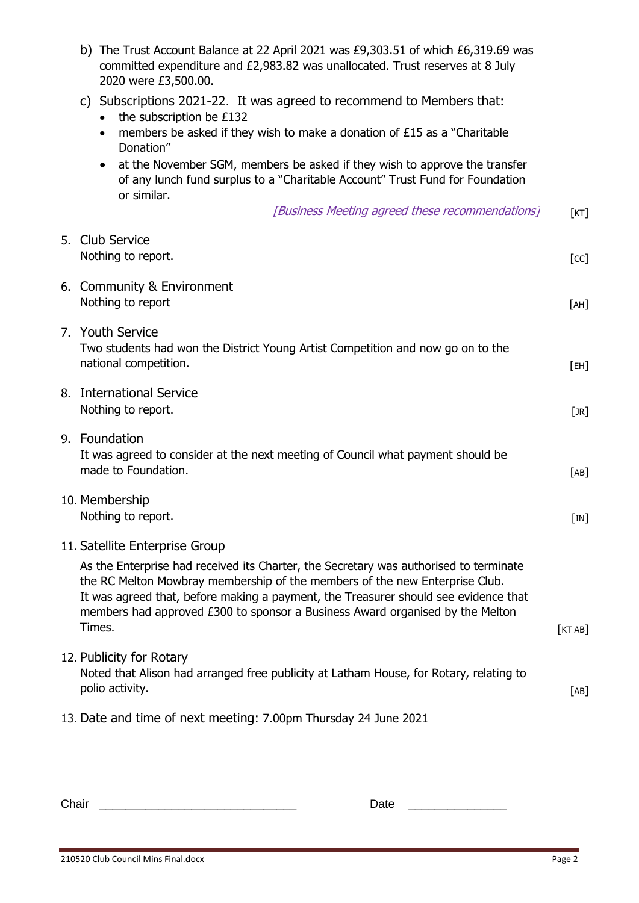b) The Trust Account Balance at 22 April 2021 was £9,303.51 of which £6,319.69 was committed expenditure and £2,983.82 was unallocated. Trust reserves at 8 July 2020 were £3,500.00.

c) Subscriptions 2021-22. It was agreed to recommend to Members that:

- the subscription be £132
- members be asked if they wish to make a donation of £15 as a "Charitable Donation"
- at the November SGM, members be asked if they wish to approve the transfer of any lunch fund surplus to a "Charitable Account" Trust Fund for Foundation or similar.

*[Business Meeting agreed these recommendations]* [KT]

5. Club Service
   Nothing to report. [CC]

6. Community & Environment
   Nothing to report [AH]

7. Youth Service
   Two students had won the District Young Artist Competition and now go on to the national competition. [EH]

8. International Service
   Nothing to report. [JR]

9. Foundation
   It was agreed to consider at the next meeting of Council what payment should be made to Foundation. [AB]

10. Membership
    Nothing to report. [IN]

11. Satellite Enterprise Group
    As the Enterprise had received its Charter, the Secretary was authorised to terminate the RC Melton Mowbray membership of the members of the new Enterprise Club.
    It was agreed that, before making a payment, the Treasurer should see evidence that members had approved £300 to sponsor a Business Award organised by the Melton Times. [KT AB]

12. Publicity for Rotary
    Noted that Alison had arranged free publicity at Latham House, for Rotary, relating to polio activity. [AB]

13. Date and time of next meeting: 7.00pm Thursday 24 June 2021

Chair ______________________________ Date _______________

210520 Club Council Mins Final.docx